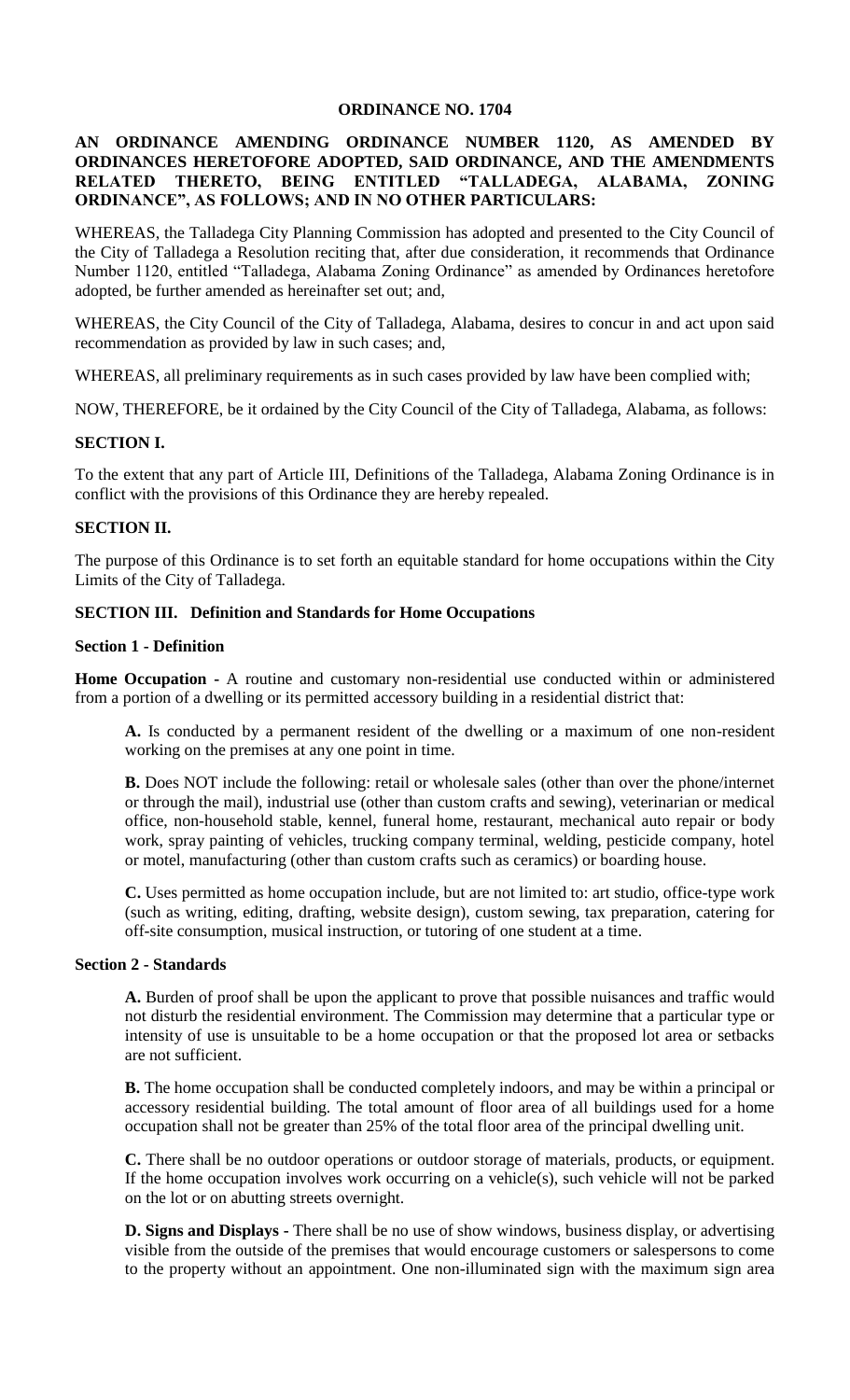# ORDINANCE NO. 1704

**AN ORDINANCE AMENDING ORDINANCE NUMBER 1120, AS AMENDED BY ORDINANCES HERETOFORE ADOPTED, SAID ORDINANCE, AND THE AMENDMENTS RELATED THERETO, BEING ENTITLED "TALLADEGA, ALABAMA, ZONING ORDINANCE", AS FOLLOWS; AND IN NO OTHER PARTICULARS:**

WHEREAS, the Talladega City Planning Commission has adopted and presented to the City Council of the City of Talladega a Resolution reciting that, after due consideration, it recommends that Ordinance Number 1120, entitled "Talladega, Alabama Zoning Ordinance" as amended by Ordinances heretofore adopted, be further amended as hereinafter set out; and,

WHEREAS, the City Council of the City of Talladega, Alabama, desires to concur in and act upon said recommendation as provided by law in such cases; and,

WHEREAS, all preliminary requirements as in such cases provided by law have been complied with;

NOW, THEREFORE, be it ordained by the City Council of the City of Talladega, Alabama, as follows:

## SECTION I.

To the extent that any part of Article III, Definitions of the Talladega, Alabama Zoning Ordinance is in conflict with the provisions of this Ordinance they are hereby repealed.

## SECTION II.

The purpose of this Ordinance is to set forth an equitable standard for home occupations within the City Limits of the City of Talladega.

## SECTION III. Definition and Standards for Home Occupations

### Section 1 - Definition

**Home Occupation -** A routine and customary non-residential use conducted within or administered from a portion of a dwelling or its permitted accessory building in a residential district that:

**A.** Is conducted by a permanent resident of the dwelling or a maximum of one non-resident working on the premises at any one point in time.

**B.** Does NOT include the following: retail or wholesale sales (other than over the phone/internet or through the mail), industrial use (other than custom crafts and sewing), veterinarian or medical office, non-household stable, kennel, funeral home, restaurant, mechanical auto repair or body work, spray painting of vehicles, trucking company terminal, welding, pesticide company, hotel or motel, manufacturing (other than custom crafts such as ceramics) or boarding house.

**C.** Uses permitted as home occupation include, but are not limited to: art studio, office-type work (such as writing, editing, drafting, website design), custom sewing, tax preparation, catering for off-site consumption, musical instruction, or tutoring of one student at a time.

### Section 2 - Standards

**A.** Burden of proof shall be upon the applicant to prove that possible nuisances and traffic would not disturb the residential environment. The Commission may determine that a particular type or intensity of use is unsuitable to be a home occupation or that the proposed lot area or setbacks are not sufficient.

**B.** The home occupation shall be conducted completely indoors, and may be within a principal or accessory residential building. The total amount of floor area of all buildings used for a home occupation shall not be greater than 25% of the total floor area of the principal dwelling unit.

**C.** There shall be no outdoor operations or outdoor storage of materials, products, or equipment. If the home occupation involves work occurring on a vehicle(s), such vehicle will not be parked on the lot or on abutting streets overnight.

**D. Signs and Displays -** There shall be no use of show windows, business display, or advertising visible from the outside of the premises that would encourage customers or salespersons to come to the property without an appointment. One non-illuminated sign with the maximum sign area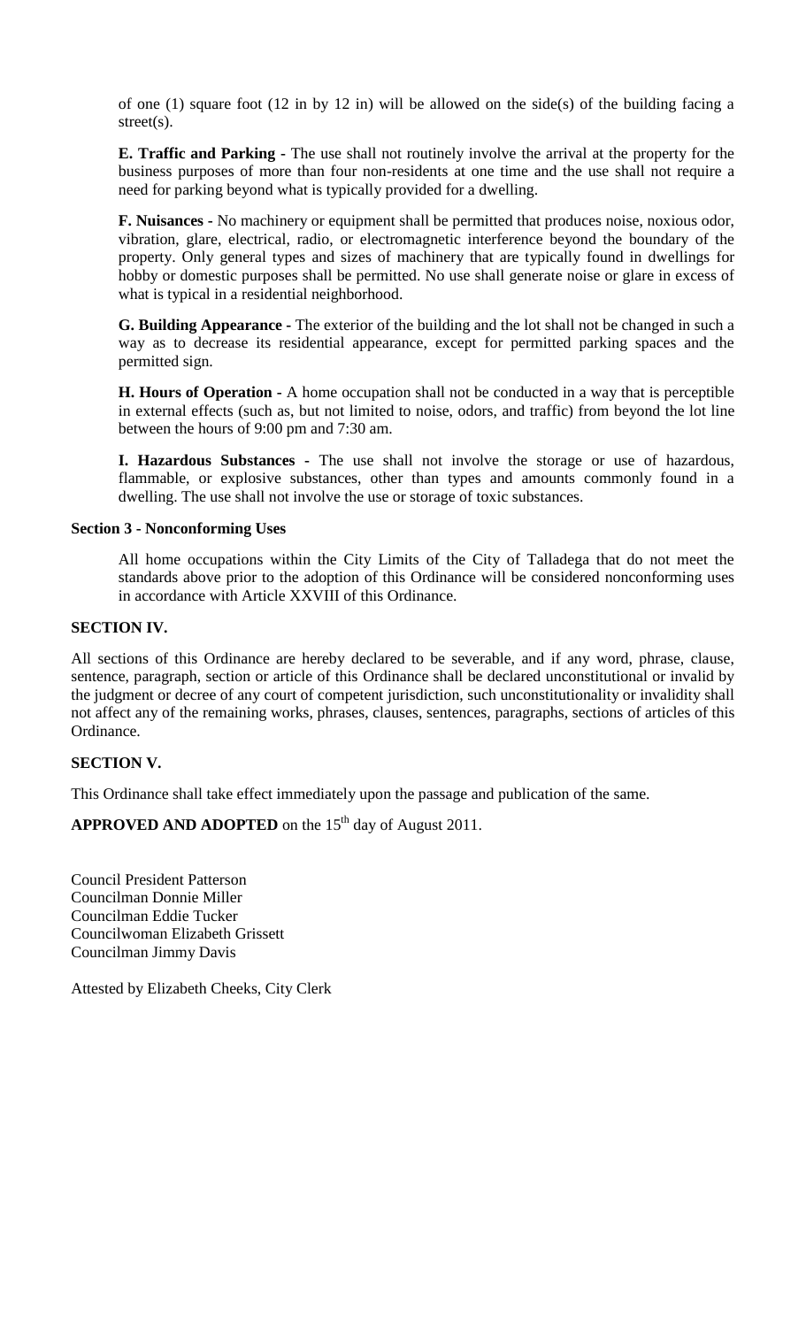of one (1) square foot (12 in by 12 in) will be allowed on the side(s) of the building facing a street(s).

**E. Traffic and Parking -** The use shall not routinely involve the arrival at the property for the business purposes of more than four non-residents at one time and the use shall not require a need for parking beyond what is typically provided for a dwelling.

**F. Nuisances -** No machinery or equipment shall be permitted that produces noise, noxious odor, vibration, glare, electrical, radio, or electromagnetic interference beyond the boundary of the property. Only general types and sizes of machinery that are typically found in dwellings for hobby or domestic purposes shall be permitted. No use shall generate noise or glare in excess of what is typical in a residential neighborhood.

**G. Building Appearance -** The exterior of the building and the lot shall not be changed in such a way as to decrease its residential appearance, except for permitted parking spaces and the permitted sign.

**H. Hours of Operation -** A home occupation shall not be conducted in a way that is perceptible in external effects (such as, but not limited to noise, odors, and traffic) from beyond the lot line between the hours of 9:00 pm and 7:30 am.

**I. Hazardous Substances -** The use shall not involve the storage or use of hazardous, flammable, or explosive substances, other than types and amounts commonly found in a dwelling. The use shall not involve the use or storage of toxic substances.

**Section 3 - Nonconforming Uses**

All home occupations within the City Limits of the City of Talladega that do not meet the standards above prior to the adoption of this Ordinance will be considered nonconforming uses in accordance with Article XXVIII of this Ordinance.

**SECTION IV.**

All sections of this Ordinance are hereby declared to be severable, and if any word, phrase, clause, sentence, paragraph, section or article of this Ordinance shall be declared unconstitutional or invalid by the judgment or decree of any court of competent jurisdiction, such unconstitutionality or invalidity shall not affect any of the remaining works, phrases, clauses, sentences, paragraphs, sections of articles of this Ordinance.

**SECTION V.**

This Ordinance shall take effect immediately upon the passage and publication of the same.

**APPROVED AND ADOPTED** on the 15th day of August 2011.

Council President Patterson
Councilman Donnie Miller
Councilman Eddie Tucker
Councilwoman Elizabeth Grissett
Councilman Jimmy Davis

Attested by Elizabeth Cheeks, City Clerk